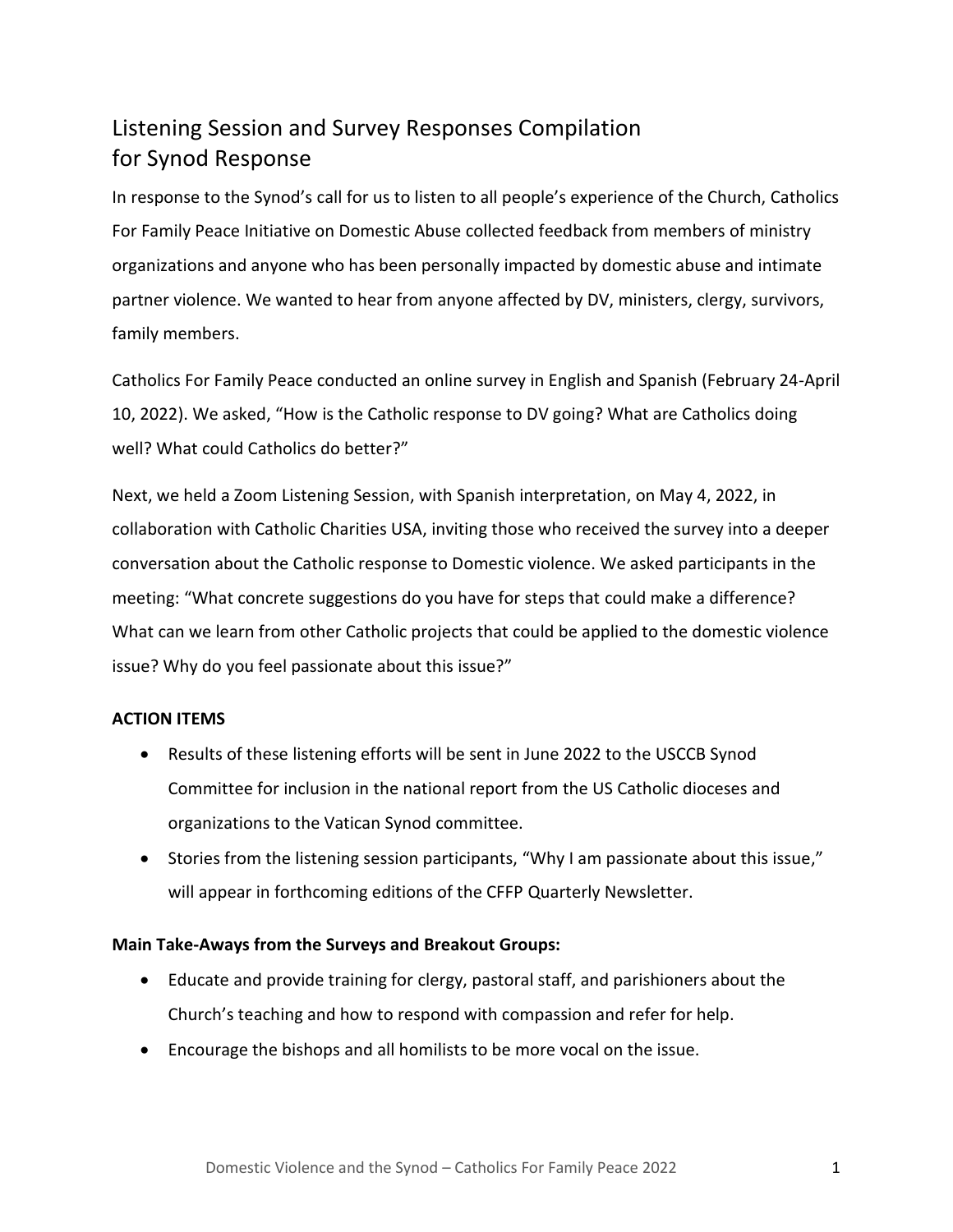# Listening Session and Survey Responses Compilation for Synod Response

In response to the Synod's call for us to listen to all people's experience of the Church, Catholics For Family Peace Initiative on Domestic Abuse collected feedback from members of ministry organizations and anyone who has been personally impacted by domestic abuse and intimate partner violence. We wanted to hear from anyone affected by DV, ministers, clergy, survivors, family members.

Catholics For Family Peace conducted an online survey in English and Spanish (February 24-April 10, 2022). We asked, "How is the Catholic response to DV going? What are Catholics doing well? What could Catholics do better?"

Next, we held a Zoom Listening Session, with Spanish interpretation, on May 4, 2022, in collaboration with Catholic Charities USA, inviting those who received the survey into a deeper conversation about the Catholic response to Domestic violence. We asked participants in the meeting: "What concrete suggestions do you have for steps that could make a difference? What can we learn from other Catholic projects that could be applied to the domestic violence issue? Why do you feel passionate about this issue?"

**ACTION ITEMS**

- Results of these listening efforts will be sent in June 2022 to the USCCB Synod Committee for inclusion in the national report from the US Catholic dioceses and organizations to the Vatican Synod committee.
- Stories from the listening session participants, "Why I am passionate about this issue," will appear in forthcoming editions of the CFFP Quarterly Newsletter.

**Main Take-Aways from the Surveys and Breakout Groups:**

- Educate and provide training for clergy, pastoral staff, and parishioners about the Church's teaching and how to respond with compassion and refer for help.
- Encourage the bishops and all homilists to be more vocal on the issue.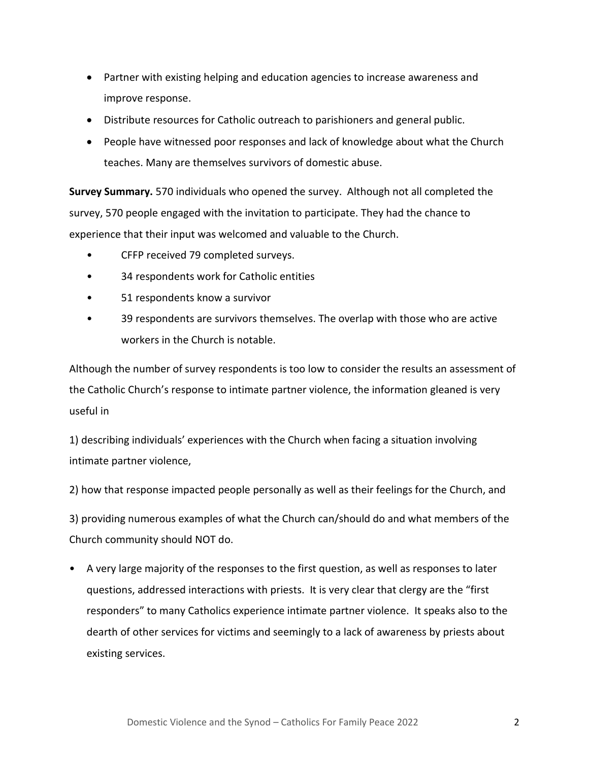- Partner with existing helping and education agencies to increase awareness and improve response.
- Distribute resources for Catholic outreach to parishioners and general public.
- People have witnessed poor responses and lack of knowledge about what the Church teaches. Many are themselves survivors of domestic abuse.

**Survey Summary.** 570 individuals who opened the survey. Although not all completed the survey, 570 people engaged with the invitation to participate. They had the chance to experience that their input was welcomed and valuable to the Church.

- CFFP received 79 completed surveys.
- 34 respondents work for Catholic entities
- 51 respondents know a survivor
- 39 respondents are survivors themselves. The overlap with those who are active workers in the Church is notable.

Although the number of survey respondents is too low to consider the results an assessment of the Catholic Church's response to intimate partner violence, the information gleaned is very useful in

1) describing individuals' experiences with the Church when facing a situation involving intimate partner violence,

2) how that response impacted people personally as well as their feelings for the Church, and

3) providing numerous examples of what the Church can/should do and what members of the Church community should NOT do.

- A very large majority of the responses to the first question, as well as responses to later questions, addressed interactions with priests. It is very clear that clergy are the "first responders" to many Catholics experience intimate partner violence. It speaks also to the dearth of other services for victims and seemingly to a lack of awareness by priests about existing services.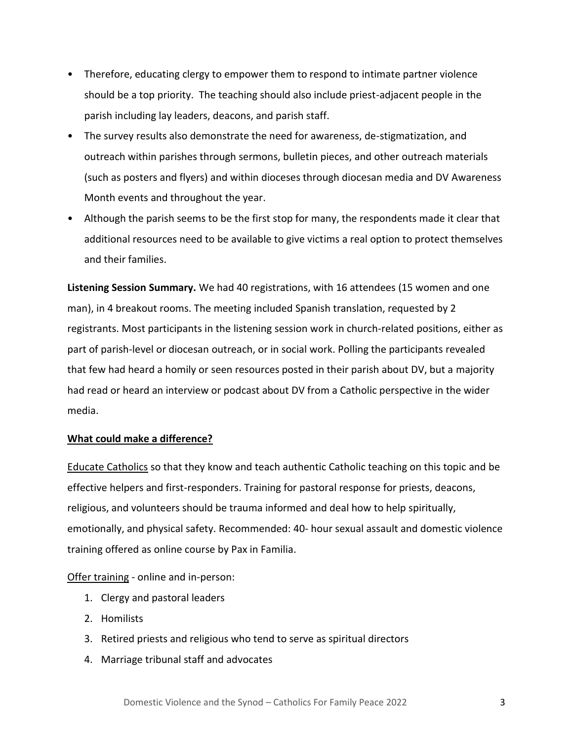- Therefore, educating clergy to empower them to respond to intimate partner violence should be a top priority. The teaching should also include priest-adjacent people in the parish including lay leaders, deacons, and parish staff.
- The survey results also demonstrate the need for awareness, de-stigmatization, and outreach within parishes through sermons, bulletin pieces, and other outreach materials (such as posters and flyers) and within dioceses through diocesan media and DV Awareness Month events and throughout the year.
- Although the parish seems to be the first stop for many, the respondents made it clear that additional resources need to be available to give victims a real option to protect themselves and their families.

**Listening Session Summary.** We had 40 registrations, with 16 attendees (15 women and one man), in 4 breakout rooms. The meeting included Spanish translation, requested by 2 registrants. Most participants in the listening session work in church-related positions, either as part of parish-level or diocesan outreach, or in social work. Polling the participants revealed that few had heard a homily or seen resources posted in their parish about DV, but a majority had read or heard an interview or podcast about DV from a Catholic perspective in the wider media.

**<u>What could make a difference?</u>**

<u>Educate Catholics</u> so that they know and teach authentic Catholic teaching on this topic and be effective helpers and first-responders. Training for pastoral response for priests, deacons, religious, and volunteers should be trauma informed and deal how to help spiritually, emotionally, and physical safety. Recommended: 40- hour sexual assault and domestic violence training offered as online course by Pax in Familia.

<u>Offer training</u> - online and in-person:

1. Clergy and pastoral leaders
2. Homilists
3. Retired priests and religious who tend to serve as spiritual directors
4. Marriage tribunal staff and advocates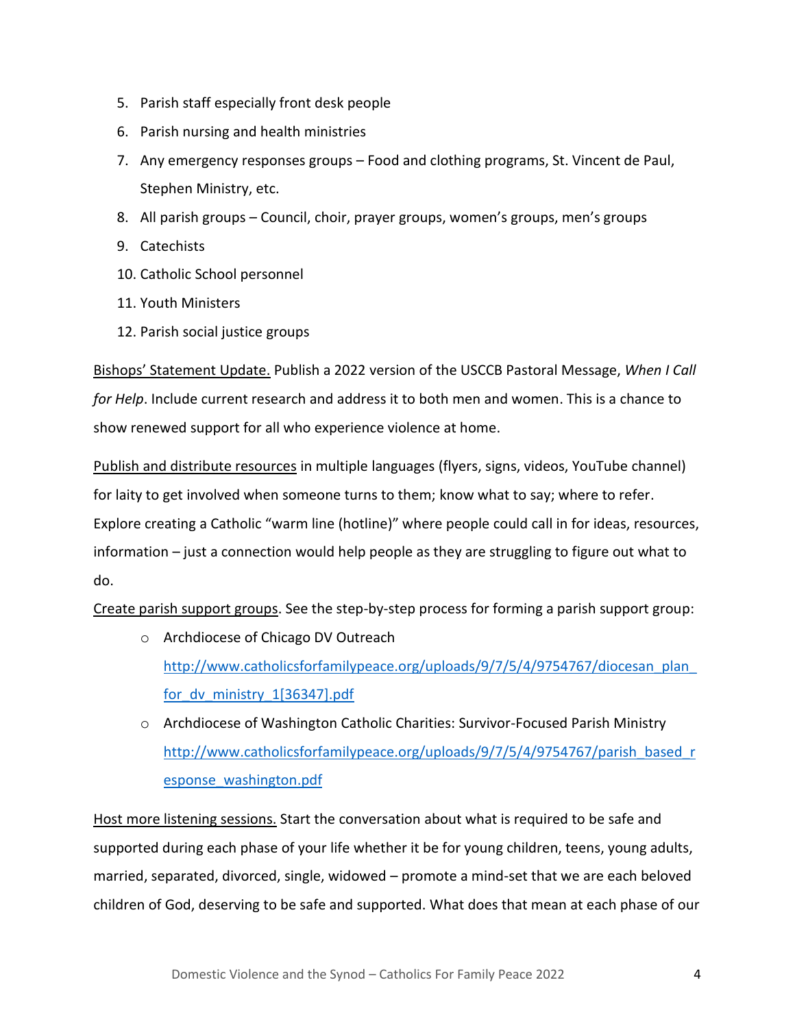5. Parish staff especially front desk people
6. Parish nursing and health ministries
7. Any emergency responses groups – Food and clothing programs, St. Vincent de Paul, Stephen Ministry, etc.
8. All parish groups – Council, choir, prayer groups, women's groups, men's groups
9. Catechists
10. Catholic School personnel
11. Youth Ministers
12. Parish social justice groups

<u>Bishops' Statement Update.</u> Publish a 2022 version of the USCCB Pastoral Message, *When I Call for Help*. Include current research and address it to both men and women. This is a chance to show renewed support for all who experience violence at home.

<u>Publish and distribute resources</u> in multiple languages (flyers, signs, videos, YouTube channel) for laity to get involved when someone turns to them; know what to say; where to refer. Explore creating a Catholic "warm line (hotline)" where people could call in for ideas, resources, information – just a connection would help people as they are struggling to figure out what to do.

<u>Create parish support groups</u>. See the step-by-step process for forming a parish support group:

- Archdiocese of Chicago DV Outreach
  [http://www.catholicsforfamilypeace.org/uploads/9/7/5/4/9754767/diocesan_plan_for_dv_ministry_1[36347].pdf](http://www.catholicsforfamilypeace.org/uploads/9/7/5/4/9754767/diocesan_plan_for_dv_ministry_1[36347].pdf)
- Archdiocese of Washington Catholic Charities: Survivor-Focused Parish Ministry
  [http://www.catholicsforfamilypeace.org/uploads/9/7/5/4/9754767/parish_based_response_washington.pdf](http://www.catholicsforfamilypeace.org/uploads/9/7/5/4/9754767/parish_based_response_washington.pdf)

<u>Host more listening sessions.</u> Start the conversation about what is required to be safe and supported during each phase of your life whether it be for young children, teens, young adults, married, separated, divorced, single, widowed – promote a mind-set that we are each beloved children of God, deserving to be safe and supported. What does that mean at each phase of our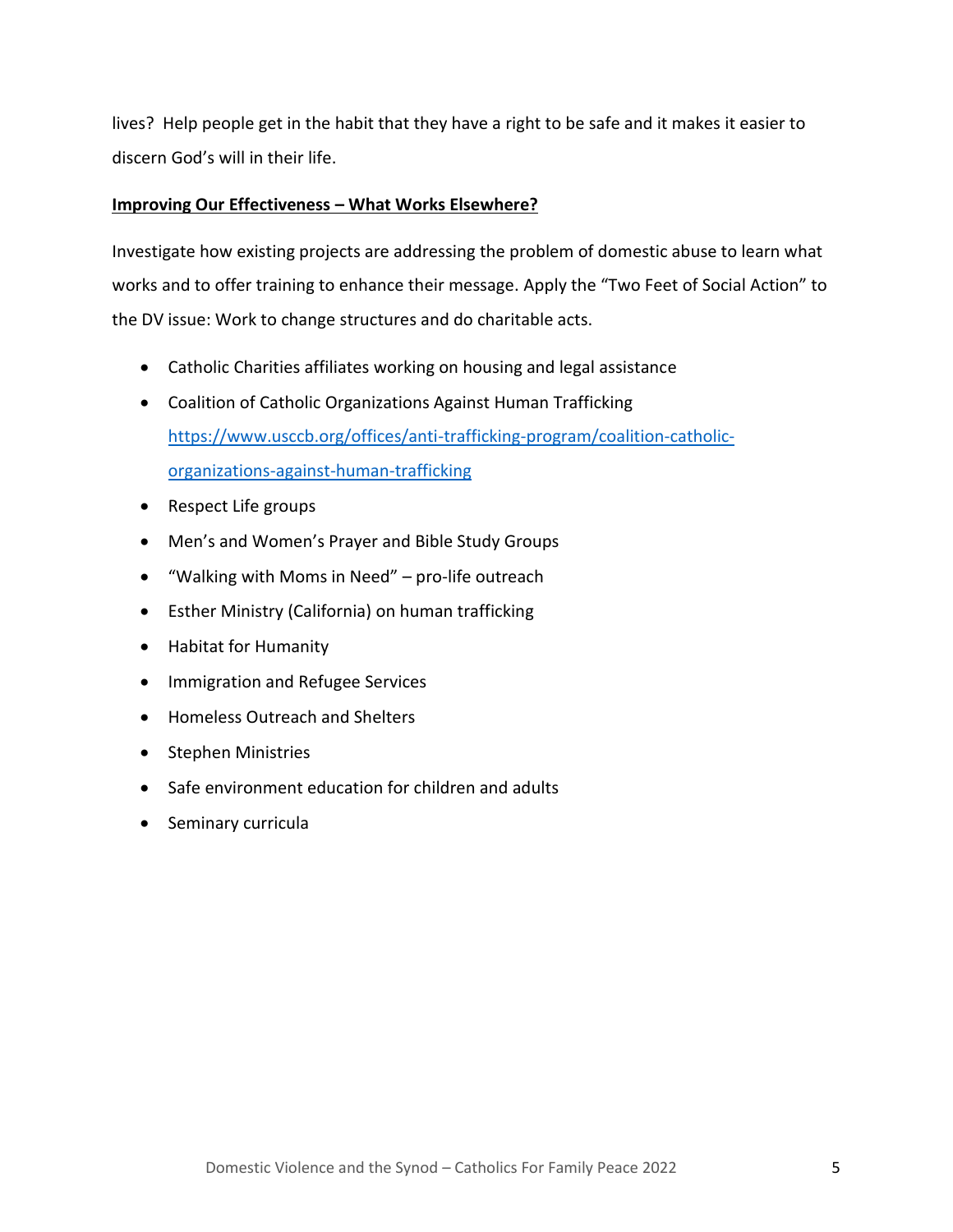lives? Help people get in the habit that they have a right to be safe and it makes it easier to discern God's will in their life.

**Improving Our Effectiveness – What Works Elsewhere?**

Investigate how existing projects are addressing the problem of domestic abuse to learn what works and to offer training to enhance their message. Apply the "Two Feet of Social Action" to the DV issue: Work to change structures and do charitable acts.

- Catholic Charities affiliates working on housing and legal assistance
- Coalition of Catholic Organizations Against Human Trafficking https://www.usccb.org/offices/anti-trafficking-program/coalition-catholic-organizations-against-human-trafficking
- Respect Life groups
- Men's and Women's Prayer and Bible Study Groups
- "Walking with Moms in Need" – pro-life outreach
- Esther Ministry (California) on human trafficking
- Habitat for Humanity
- Immigration and Refugee Services
- Homeless Outreach and Shelters
- Stephen Ministries
- Safe environment education for children and adults
- Seminary curricula